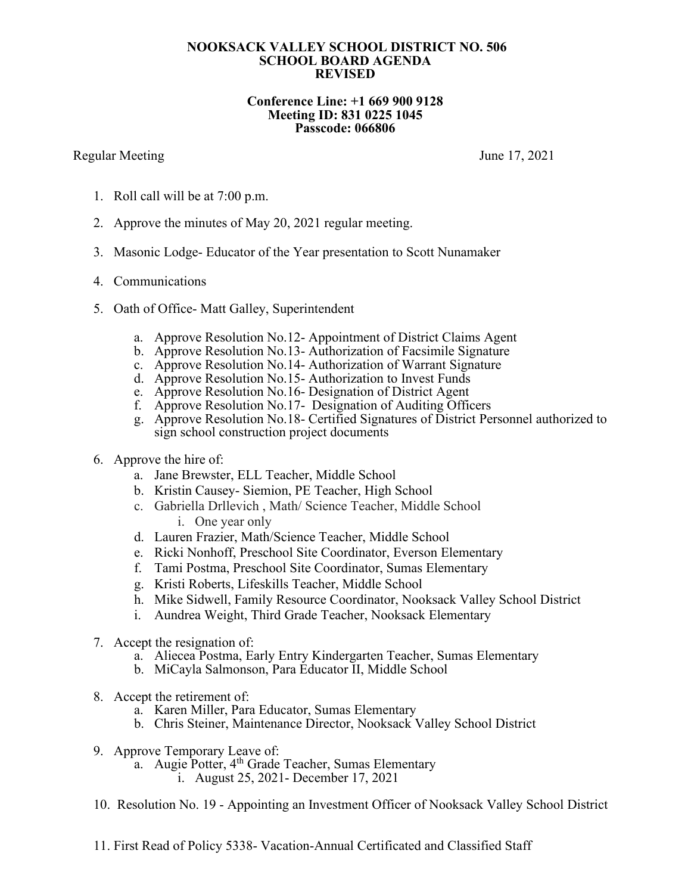**NOOKSACK VALLEY SCHOOL DISTRICT NO. 506**
**SCHOOL BOARD AGENDA**
**REVISED**

**Conference Line: +1 669 900 9128**
**Meeting ID: 831 0225 1045**
**Passcode: 066806**

Regular Meeting June 17, 2021

1. Roll call will be at 7:00 p.m.

2. Approve the minutes of May 20, 2021 regular meeting.

3. Masonic Lodge- Educator of the Year presentation to Scott Nunamaker

4. Communications

5. Oath of Office- Matt Galley, Superintendent

   a. Approve Resolution No.12- Appointment of District Claims Agent
   b. Approve Resolution No.13- Authorization of Facsimile Signature
   c. Approve Resolution No.14- Authorization of Warrant Signature
   d. Approve Resolution No.15- Authorization to Invest Funds
   e. Approve Resolution No.16- Designation of District Agent
   f. Approve Resolution No.17- Designation of Auditing Officers
   g. Approve Resolution No.18- Certified Signatures of District Personnel authorized to sign school construction project documents

6. Approve the hire of:
   a. Jane Brewster, ELL Teacher, Middle School
   b. Kristin Causey- Siemion, PE Teacher, High School
   c. Gabriella Drllevich , Math/ Science Teacher, Middle School
      i. One year only
   d. Lauren Frazier, Math/Science Teacher, Middle School
   e. Ricki Nonhoff, Preschool Site Coordinator, Everson Elementary
   f. Tami Postma, Preschool Site Coordinator, Sumas Elementary
   g. Kristi Roberts, Lifeskills Teacher, Middle School
   h. Mike Sidwell, Family Resource Coordinator, Nooksack Valley School District
   i. Aundrea Weight, Third Grade Teacher, Nooksack Elementary

7. Accept the resignation of:
   a. Aliecea Postma, Early Entry Kindergarten Teacher, Sumas Elementary
   b. MiCayla Salmonson, Para Educator II, Middle School

8. Accept the retirement of:
   a. Karen Miller, Para Educator, Sumas Elementary
   b. Chris Steiner, Maintenance Director, Nooksack Valley School District

9. Approve Temporary Leave of:
   a. Augie Potter, 4th Grade Teacher, Sumas Elementary
      i. August 25, 2021- December 17, 2021

10. Resolution No. 19 - Appointing an Investment Officer of Nooksack Valley School District

11. First Read of Policy 5338- Vacation-Annual Certificated and Classified Staff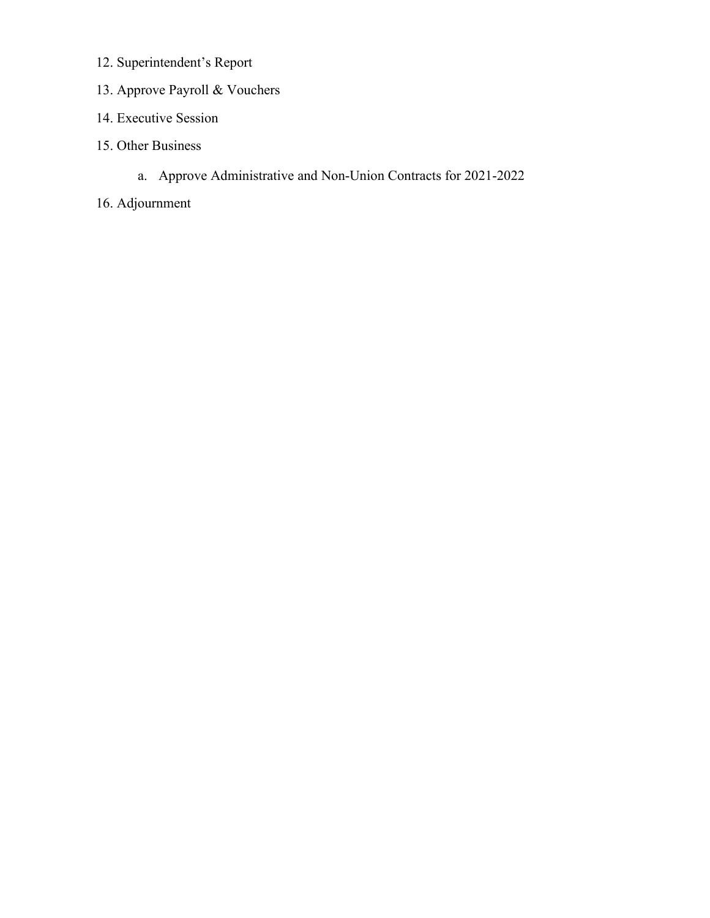12. Superintendent's Report
13. Approve Payroll & Vouchers
14. Executive Session
15. Other Business
    a. Approve Administrative and Non-Union Contracts for 2021-2022
16. Adjournment